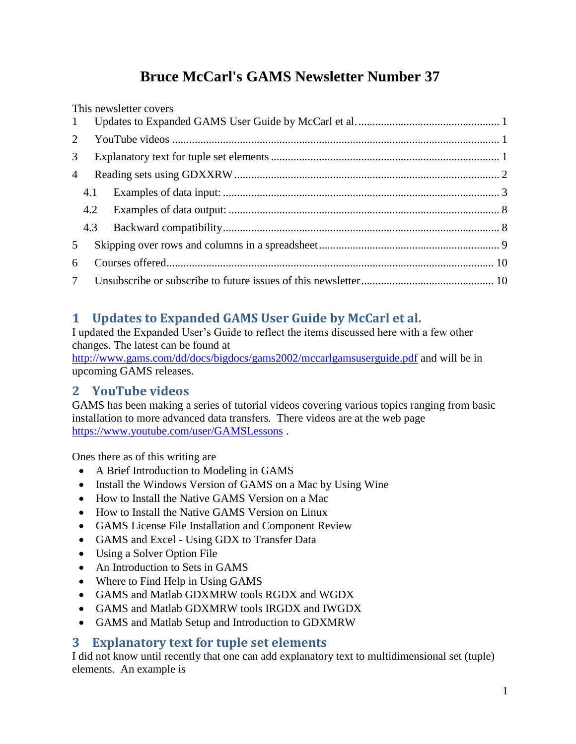# Bruce McCarl's GAMS Newsletter Number 37

This newsletter covers

1 Updates to Expanded GAMS User Guide by McCarl et al. ..... 1
2 YouTube videos ..... 1
3 Explanatory text for tuple set elements ..... 1
4 Reading sets using GDXXRW ..... 2
  4.1 Examples of data input: ..... 3
  4.2 Examples of data output: ..... 8
  4.3 Backward compatibility ..... 8
5 Skipping over rows and columns in a spreadsheet ..... 9
6 Courses offered ..... 10
7 Unsubscribe or subscribe to future issues of this newsletter ..... 10

## 1 Updates to Expanded GAMS User Guide by McCarl et al.

I updated the Expanded User's Guide to reflect the items discussed here with a few other changes. The latest can be found at http://www.gams.com/dd/docs/bigdocs/gams2002/mccarlgamsuserguide.pdf and will be in upcoming GAMS releases.

## 2 YouTube videos

GAMS has been making a series of tutorial videos covering various topics ranging from basic installation to more advanced data transfers. There videos are at the web page https://www.youtube.com/user/GAMSLessons .

Ones there as of this writing are

- A Brief Introduction to Modeling in GAMS
- Install the Windows Version of GAMS on a Mac by Using Wine
- How to Install the Native GAMS Version on a Mac
- How to Install the Native GAMS Version on Linux
- GAMS License File Installation and Component Review
- GAMS and Excel - Using GDX to Transfer Data
- Using a Solver Option File
- An Introduction to Sets in GAMS
- Where to Find Help in Using GAMS
- GAMS and Matlab GDXMRW tools RGDX and WGDX
- GAMS and Matlab GDXMRW tools IRGDX and IWGDX
- GAMS and Matlab Setup and Introduction to GDXMRW

## 3 Explanatory text for tuple set elements

I did not know until recently that one can add explanatory text to multidimensional set (tuple) elements. An example is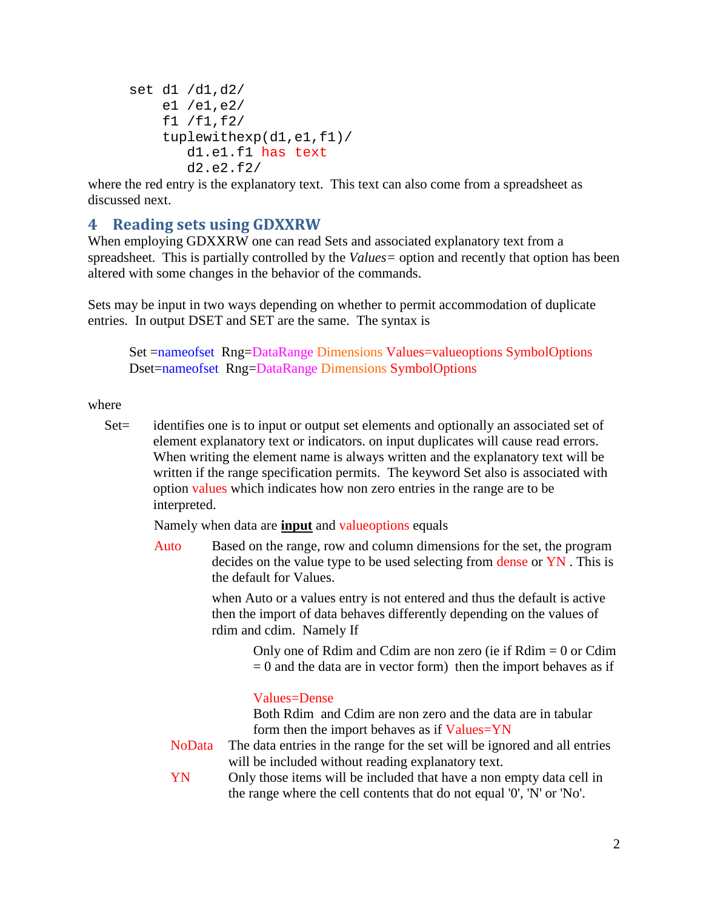```
set d1 /d1,d2/
    e1 /e1,e2/
    f1 /f1,f2/
    tuplewithexp(d1,e1,f1)/
       d1.e1.f1 has text
       d2.e2.f2/
```

where the red entry is the explanatory text. This text can also come from a spreadsheet as discussed next.

## 4 Reading sets using GDXXRW

When employing GDXXRW one can read Sets and associated explanatory text from a spreadsheet. This is partially controlled by the *Values=* option and recently that option has been altered with some changes in the behavior of the commands.

Sets may be input in two ways depending on whether to permit accommodation of duplicate entries. In output DSET and SET are the same. The syntax is

Set =nameofset Rng=DataRange Dimensions Values=valueoptions SymbolOptions
Dset=nameofset Rng=DataRange Dimensions SymbolOptions

where

Set= identifies one is to input or output set elements and optionally an associated set of element explanatory text or indicators. on input duplicates will cause read errors. When writing the element name is always written and the explanatory text will be written if the range specification permits. The keyword Set also is associated with option values which indicates how non zero entries in the range are to be interpreted.

Namely when data are **input** and valueoptions equals

Auto Based on the range, row and column dimensions for the set, the program decides on the value type to be used selecting from dense or YN . This is the default for Values.

when Auto or a values entry is not entered and thus the default is active then the import of data behaves differently depending on the values of rdim and cdim. Namely If

Only one of Rdim and Cdim are non zero (ie if Rdim = 0 or Cdim = 0 and the data are in vector form) then the import behaves as if

Values=Dense

Both Rdim and Cdim are non zero and the data are in tabular form then the import behaves as if Values=YN

NoData The data entries in the range for the set will be ignored and all entries will be included without reading explanatory text.

YN Only those items will be included that have a non empty data cell in the range where the cell contents that do not equal '0', 'N' or 'No'.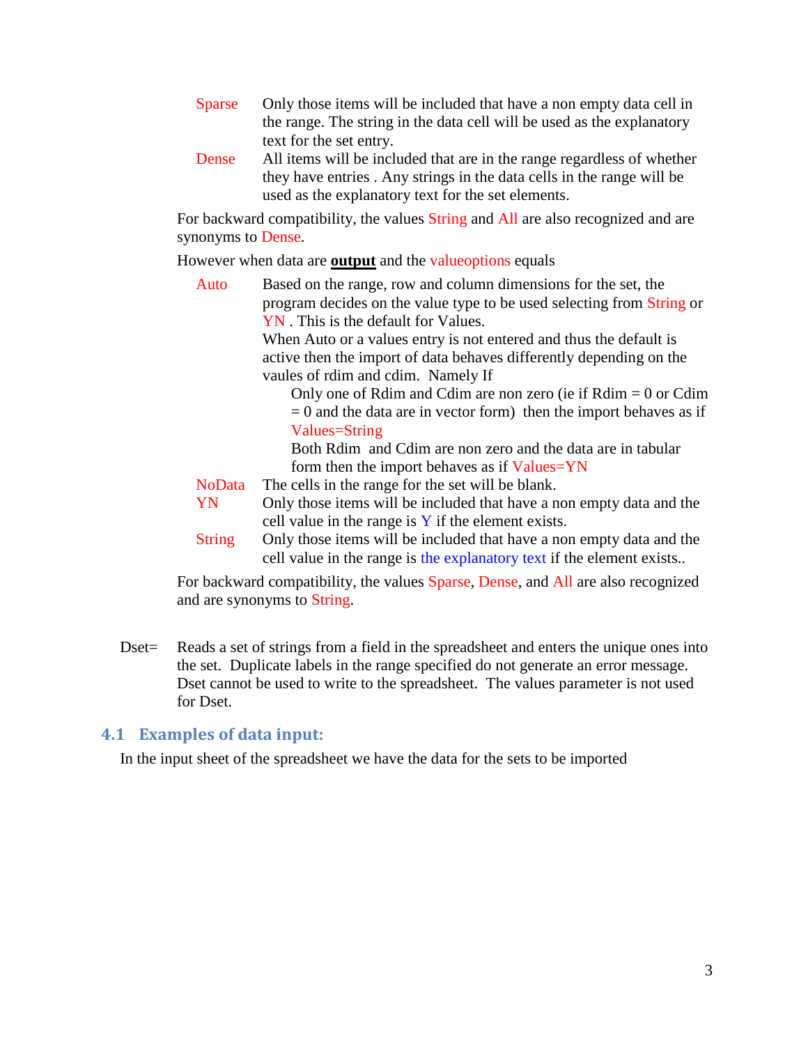**Sparse** Only those items will be included that have a non empty data cell in the range. The string in the data cell will be used as the explanatory text for the set entry.

**Dense** All items will be included that are in the range regardless of whether they have entries . Any strings in the data cells in the range will be used as the explanatory text for the set elements.

For backward compatibility, the values String and All are also recognized and are synonyms to Dense.

However when data are **output** and the valueoptions equals

**Auto** Based on the range, row and column dimensions for the set, the program decides on the value type to be used selecting from String or YN . This is the default for Values.
When Auto or a values entry is not entered and thus the default is active then the import of data behaves differently depending on the vaules of rdim and cdim. Namely If

> Only one of Rdim and Cdim are non zero (ie if Rdim = 0 or Cdim = 0 and the data are in vector form) then the import behaves as if Values=String
>
> Both Rdim and Cdim are non zero and the data are in tabular form then the import behaves as if Values=YN

**NoData** The cells in the range for the set will be blank.

**YN** Only those items will be included that have a non empty data and the cell value in the range is Y if the element exists.

**String** Only those items will be included that have a non empty data and the cell value in the range is the explanatory text if the element exists..

For backward compatibility, the values Sparse, Dense, and All are also recognized and are synonyms to String.

Dset= Reads a set of strings from a field in the spreadsheet and enters the unique ones into the set. Duplicate labels in the range specified do not generate an error message. Dset cannot be used to write to the spreadsheet. The values parameter is not used for Dset.

## 4.1 Examples of data input:

In the input sheet of the spreadsheet we have the data for the sets to be imported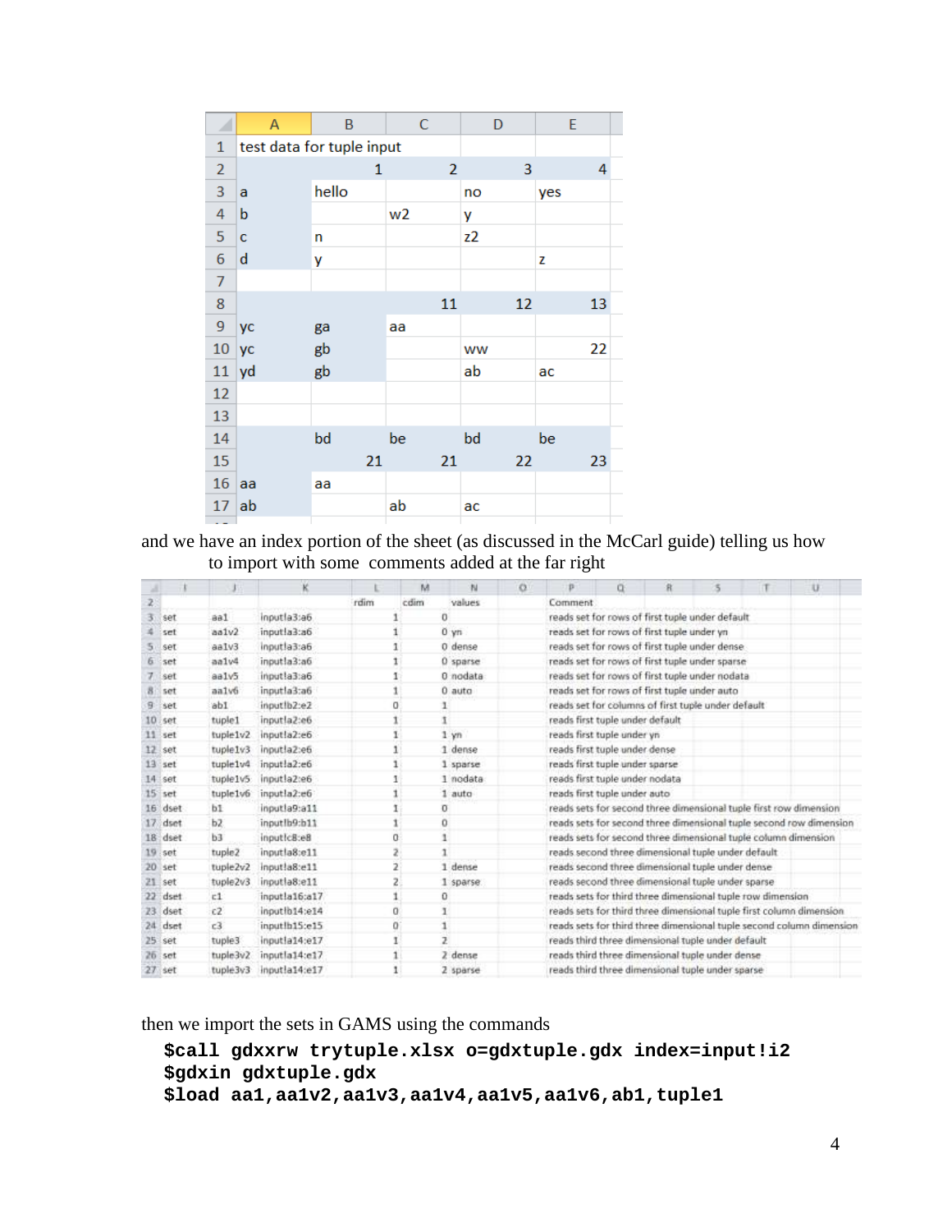|  | A | B | C | D | E |
|---|---|---|---|---|---|
| 1 | test data for tuple input |  |  |  |  |
| 2 |  | 1 | 2 | 3 | 4 |
| 3 | a | hello |  | no | yes |
| 4 | b |  | w2 | y |  |
| 5 | c | n |  | z2 |  |
| 6 | d | y |  |  | z |
| 7 |  |  |  |  |  |
| 8 |  |  | 11 | 12 | 13 |
| 9 | yc | ga | aa |  |  |
| 10 | yc | gb |  | ww | 22 |
| 11 | yd | gb |  | ab | ac |
| 12 |  |  |  |  |  |
| 13 |  |  |  |  |  |
| 14 |  | bd | be | bd | be |
| 15 |  | 21 | 21 | 22 | 23 |
| 16 | aa | aa |  |  |  |
| 17 | ab |  | ab | ac |  |

and we have an index portion of the sheet (as discussed in the McCarl guide) telling us how to import with some comments added at the far right

|  | I | J | K | L | M | N | O | P |
|---|---|---|---|---|---|---|---|---|
| 2 |  |  |  | rdim | cdim | values |  | Comment |
| 3 | set | aa1 | input!a3:a6 | 1 | 0 |  |  | reads set for rows of first tuple under default |
| 4 | set | aa1v2 | input!a3:a6 | 1 | 0 | yn |  | reads set for rows of first tuple under yn |
| 5 | set | aa1v3 | input!a3:a6 | 1 | 0 | dense |  | reads set for rows of first tuple under dense |
| 6 | set | aa1v4 | input!a3:a6 | 1 | 0 | sparse |  | reads set for rows of first tuple under sparse |
| 7 | set | aa1v5 | input!a3:a6 | 1 | 0 | nodata |  | reads set for rows of first tuple under nodata |
| 8 | set | aa1v6 | input!a3:a6 | 1 | 0 | auto |  | reads set for rows of first tuple under auto |
| 9 | set | ab1 | input!b2:e2 | 0 | 1 |  |  | reads set for columns of first tuple under default |
| 10 | set | tuple1 | input!a2:e6 | 1 | 1 |  |  | reads first tuple under default |
| 11 | set | tuple1v2 | input!a2:e6 | 1 | 1 | yn |  | reads first tuple under yn |
| 12 | set | tuple1v3 | input!a2:e6 | 1 | 1 | dense |  | reads first tuple under dense |
| 13 | set | tuple1v4 | input!a2:e6 | 1 | 1 | sparse |  | reads first tuple under sparse |
| 14 | set | tuple1v5 | input!a2:e6 | 1 | 1 | nodata |  | reads first tuple under nodata |
| 15 | set | tuple1v6 | input!a2:e6 | 1 | 1 | auto |  | reads first tuple under auto |
| 16 | dset | b1 | input!a9:a11 | 1 | 0 |  |  | reads sets for second three dimensional tuple first row dimension |
| 17 | dset | b2 | input!b9:b11 | 1 | 0 |  |  | reads sets for second three dimensional tuple second row dimension |
| 18 | dset | b3 | input!c8:e8 | 0 | 1 |  |  | reads sets for second three dimensional tuple column dimension |
| 19 | set | tuple2 | input!a8:e11 | 2 | 1 |  |  | reads second three dimensional tuple under default |
| 20 | set | tuple2v2 | input!a8:e11 | 2 | 1 | dense |  | reads second three dimensional tuple under dense |
| 21 | set | tuple2v3 | input!a8:e11 | 2 | 1 | sparse |  | reads second three dimensional tuple under sparse |
| 22 | dset | c1 | input!a16:a17 | 1 | 0 |  |  | reads sets for third three dimensional tuple row dimension |
| 23 | dset | c2 | input!b14:e14 | 0 | 1 |  |  | reads sets for third three dimensional tuple first column dimension |
| 24 | dset | c3 | input!b15:e15 | 0 | 1 |  |  | reads sets for third three dimensional tuple second column dimension |
| 25 | set | tuple3 | input!a14:e17 | 1 | 2 |  |  | reads third three dimensional tuple under default |
| 26 | set | tuple3v2 | input!a14:e17 | 1 | 2 | dense |  | reads third three dimensional tuple under dense |
| 27 | set | tuple3v3 | input!a14:e17 | 1 | 2 | sparse |  | reads third three dimensional tuple under sparse |

then we import the sets in GAMS using the commands

```
$call gdxxrw trytuple.xlsx o=gdxtuple.gdx index=input!i2
$gdxin gdxtuple.gdx
$load aa1,aa1v2,aa1v3,aa1v4,aa1v5,aa1v6,ab1,tuple1
```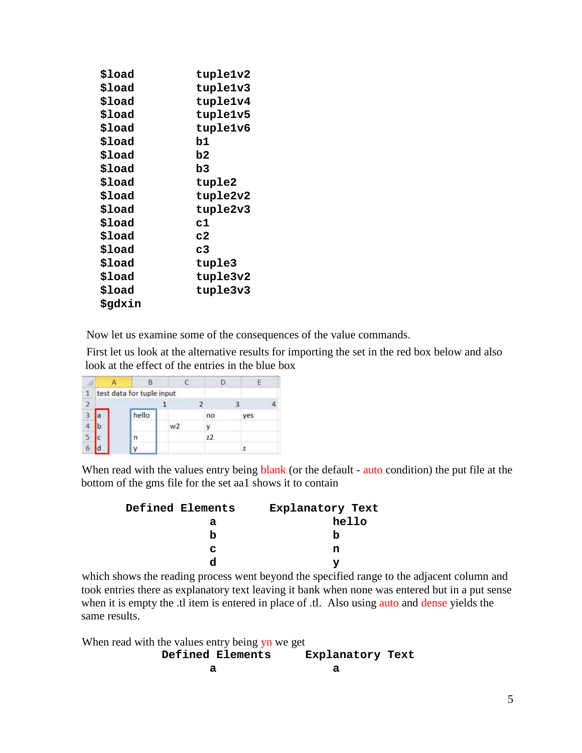```
$load        tuple1v2
$load        tuple1v3
$load        tuple1v4
$load        tuple1v5
$load        tuple1v6
$load        b1
$load        b2
$load        b3
$load        tuple2
$load        tuple2v2
$load        tuple2v3
$load        c1
$load        c2
$load        c3
$load        tuple3
$load        tuple3v2
$load        tuple3v3
$gdxin
```

Now let us examine some of the consequences of the value commands.

First let us look at the alternative results for importing the set in the red box below and also look at the effect of the entries in the blue box

| | A | B | C | D | E |
|---|---|---|---|---|---|
| 1 | test data for tuple input | | | | |
| 2 | | 1 | 2 | 3 | 4 |
| 3 | a | hello | | no | yes |
| 4 | b | | w2 | y | |
| 5 | c | n | | z2 | |
| 6 | d | y | | | z |

When read with the values entry being blank (or the default - auto condition) the put file at the bottom of the gms file for the set aa1 shows it to contain

```
Defined Elements    Explanatory Text
        a               hello
        b               b
        c               n
        d               y
```

which shows the reading process went beyond the specified range to the adjacent column and took entries there as explanatory text leaving it bank when none was entered but in a put sense when it is empty the .tl item is entered in place of .tl. Also using auto and dense yields the same results.

When read with the values entry being yn we get

```
Defined Elements    Explanatory Text
        a               a
```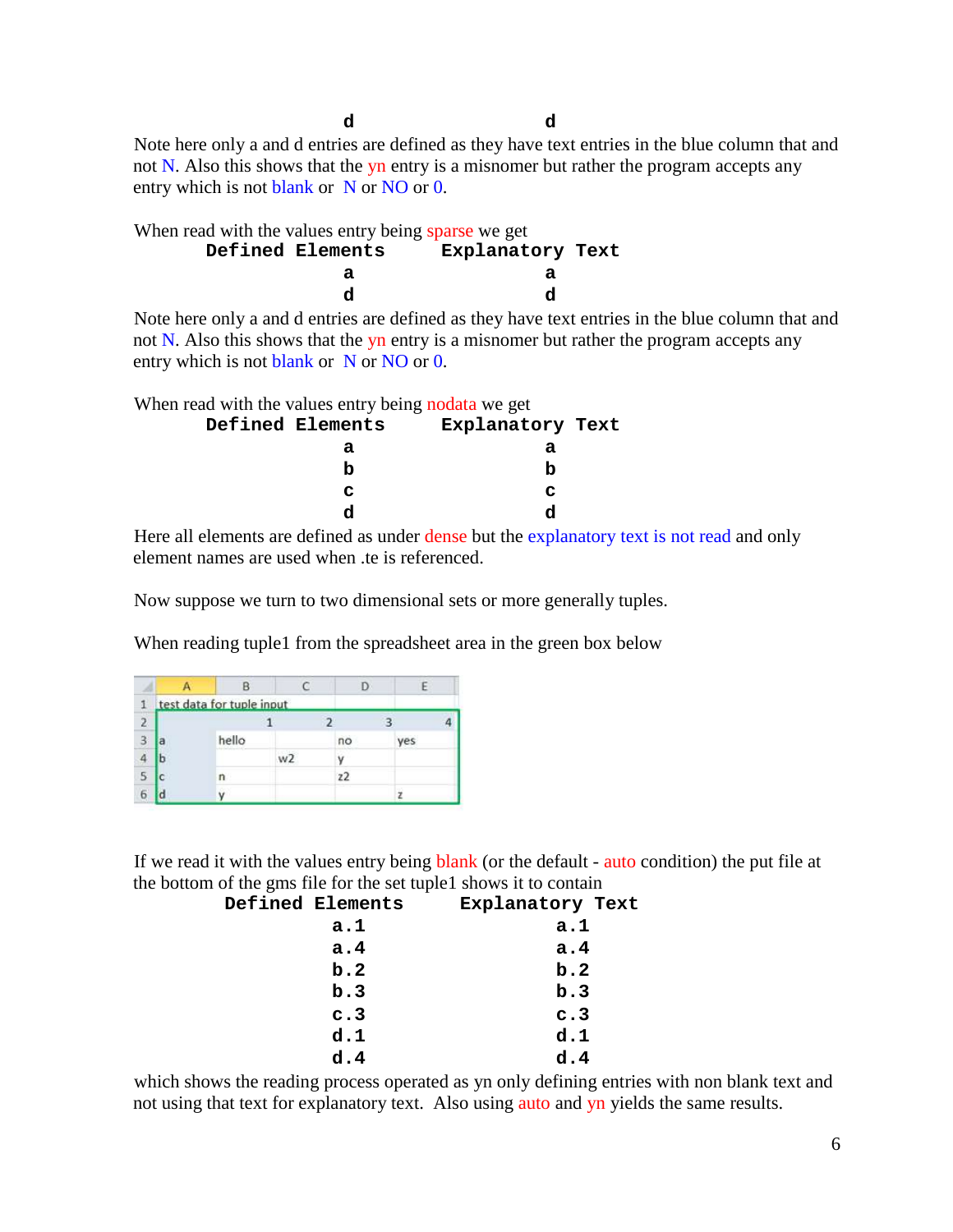```
                    d                 d
```

Note here only a and d entries are defined as they have text entries in the blue column that and not N. Also this shows that the yn entry is a misnomer but rather the program accepts any entry which is not blank or N or NO or 0.

When read with the values entry being sparse we get

```
      Defined Elements      Explanatory Text
                    a                 a
                    d                 d
```

Note here only a and d entries are defined as they have text entries in the blue column that and not N. Also this shows that the yn entry is a misnomer but rather the program accepts any entry which is not blank or N or NO or 0.

When read with the values entry being nodata we get

```
      Defined Elements      Explanatory Text
                    a                 a
                    b                 b
                    c                 c
                    d                 d
```

Here all elements are defined as under dense but the explanatory text is not read and only element names are used when .te is referenced.

Now suppose we turn to two dimensional sets or more generally tuples.

When reading tuple1 from the spreadsheet area in the green box below

| | A | B | C | D | E |
|---|---|---|---|---|---|
| 1 | test data for tuple input | | | | |
| 2 | | 1 | 2 | 3 | 4 |
| 3 | a | hello | | no | yes |
| 4 | b | | w2 | y | |
| 5 | c | n | | z2 | |
| 6 | d | y | | | z |

If we read it with the values entry being blank (or the default - auto condition) the put file at the bottom of the gms file for the set tuple1 shows it to contain

```
      Defined Elements      Explanatory Text
                a.1                 a.1
                a.4                 a.4
                b.2                 b.2
                b.3                 b.3
                c.3                 c.3
                d.1                 d.1
                d.4                 d.4
```

which shows the reading process operated as yn only defining entries with non blank text and not using that text for explanatory text. Also using auto and yn yields the same results.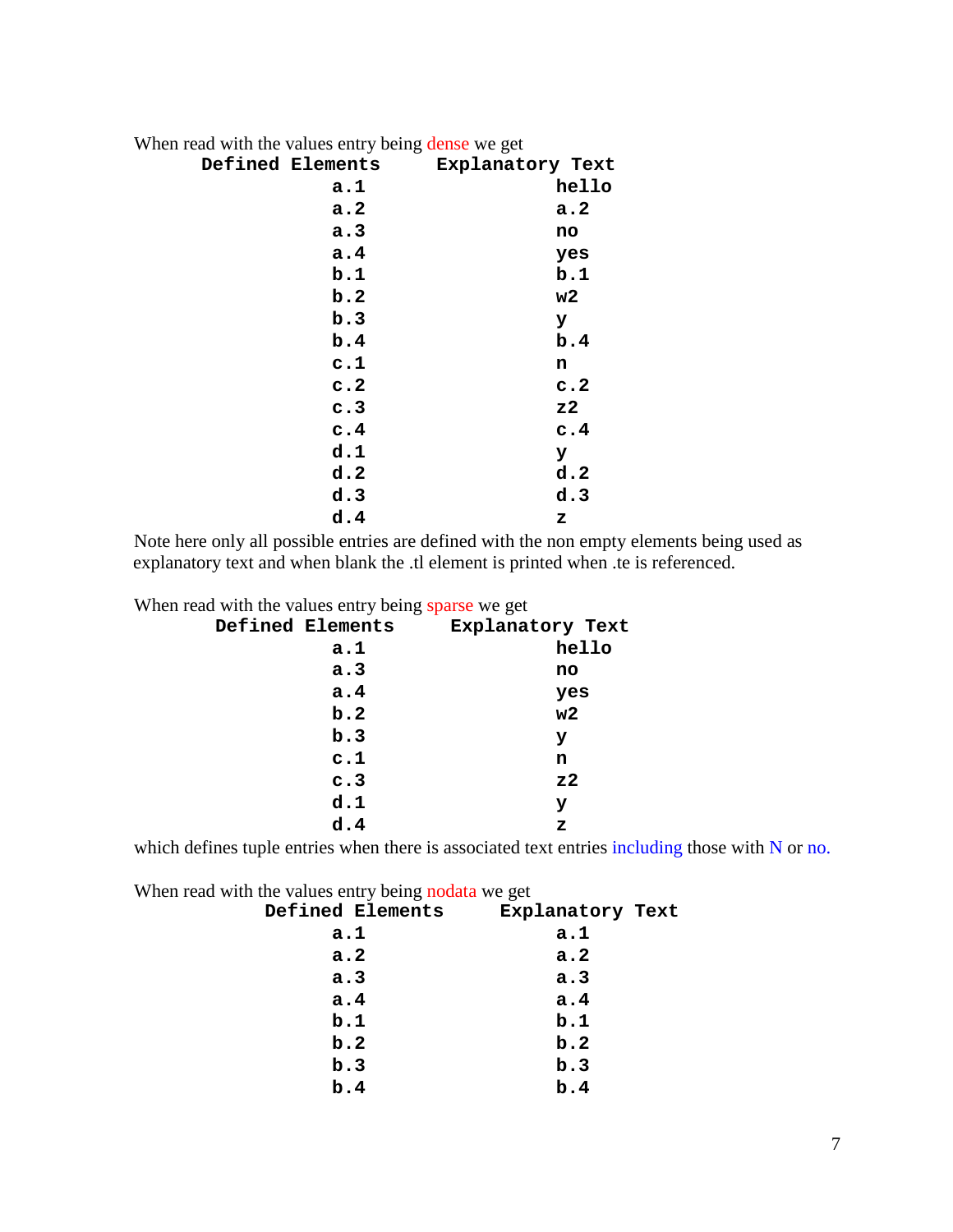When read with the values entry being dense we get

| Defined Elements | Explanatory Text |
|---|---|
| a.1 | hello |
| a.2 | a.2 |
| a.3 | no |
| a.4 | yes |
| b.1 | b.1 |
| b.2 | w2 |
| b.3 | y |
| b.4 | b.4 |
| c.1 | n |
| c.2 | c.2 |
| c.3 | z2 |
| c.4 | c.4 |
| d.1 | y |
| d.2 | d.2 |
| d.3 | d.3 |
| d.4 | z |

Note here only all possible entries are defined with the non empty elements being used as explanatory text and when blank the .tl element is printed when .te is referenced.

When read with the values entry being sparse we get

| Defined Elements | Explanatory Text |
|---|---|
| a.1 | hello |
| a.3 | no |
| a.4 | yes |
| b.2 | w2 |
| b.3 | y |
| c.1 | n |
| c.3 | z2 |
| d.1 | y |
| d.4 | z |

which defines tuple entries when there is associated text entries including those with N or no.

When read with the values entry being nodata we get

| Defined Elements | Explanatory Text |
|---|---|
| a.1 | a.1 |
| a.2 | a.2 |
| a.3 | a.3 |
| a.4 | a.4 |
| b.1 | b.1 |
| b.2 | b.2 |
| b.3 | b.3 |
| b.4 | b.4 |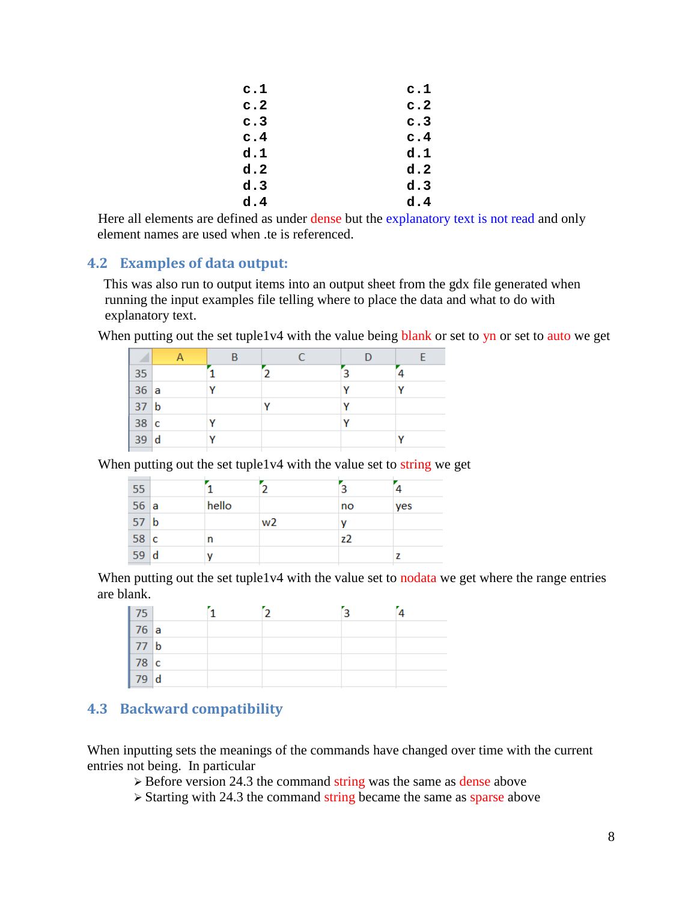```
c.1            c.1
c.2            c.2
c.3            c.3
c.4            c.4
d.1            d.1
d.2            d.2
d.3            d.3
d.4            d.4
```

Here all elements are defined as under dense but the explanatory text is not read and only element names are used when .te is referenced.

## 4.2 Examples of data output:

This was also run to output items into an output sheet from the gdx file generated when running the input examples file telling where to place the data and what to do with explanatory text.

When putting out the set tuple1v4 with the value being blank or set to yn or set to auto we get

| | A | B | C | D | E |
|---|---|---|---|---|---|
| 35 | | 1 | 2 | 3 | 4 |
| 36 | a | Y | | Y | Y |
| 37 | b | | Y | Y | |
| 38 | c | Y | | Y | |
| 39 | d | Y | | | Y |

When putting out the set tuple1v4 with the value set to string we get

| | | | | | |
|---|---|---|---|---|---|
| 55 | | 1 | 2 | 3 | 4 |
| 56 | a | hello | | no | yes |
| 57 | b | | w2 | y | |
| 58 | c | n | | z2 | |
| 59 | d | y | | | z |

When putting out the set tuple1v4 with the value set to nodata we get where the range entries are blank.

| | | | | | |
|---|---|---|---|---|---|
| 75 | | 1 | 2 | 3 | 4 |
| 76 | a | | | | |
| 77 | b | | | | |
| 78 | c | | | | |
| 79 | d | | | | |

## 4.3 Backward compatibility

When inputting sets the meanings of the commands have changed over time with the current entries not being. In particular

- Before version 24.3 the command string was the same as dense above
- Starting with 24.3 the command string became the same as sparse above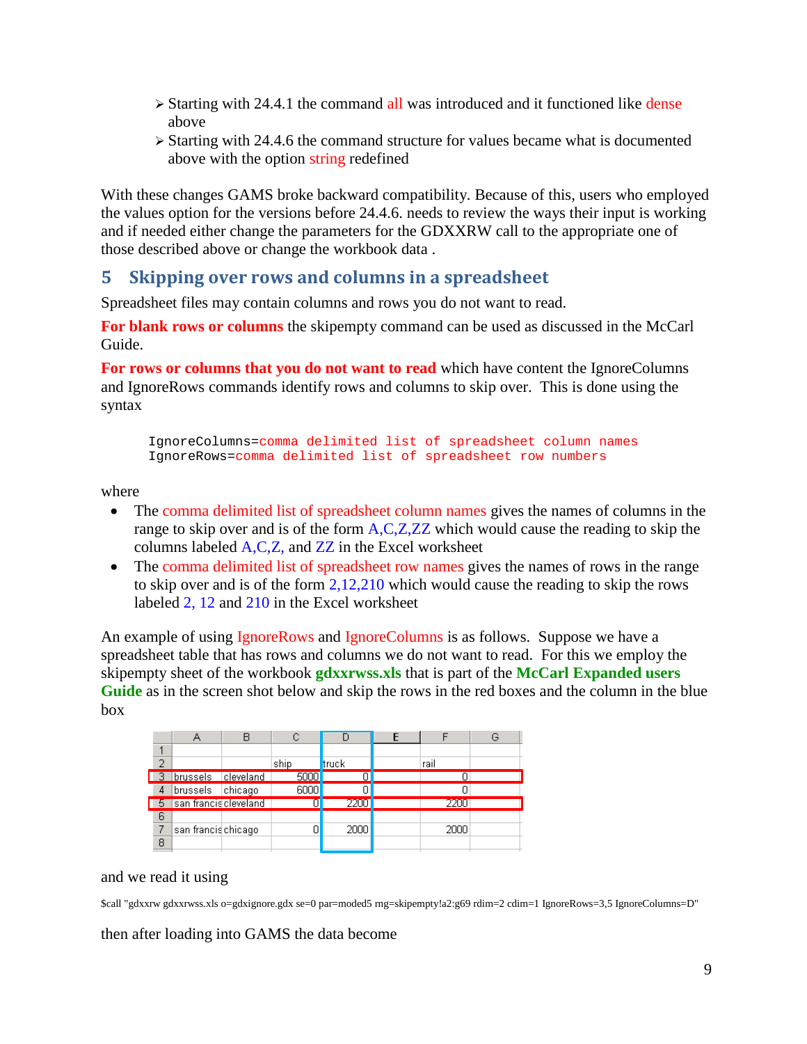- Starting with 24.4.1 the command all was introduced and it functioned like dense above
- Starting with 24.4.6 the command structure for values became what is documented above with the option string redefined

With these changes GAMS broke backward compatibility. Because of this, users who employed the values option for the versions before 24.4.6. needs to review the ways their input is working and if needed either change the parameters for the GDXXRW call to the appropriate one of those described above or change the workbook data .

## 5 Skipping over rows and columns in a spreadsheet

Spreadsheet files may contain columns and rows you do not want to read.

**For blank rows or columns** the skipempty command can be used as discussed in the McCarl Guide.

**For rows or columns that you do not want to read** which have content the IgnoreColumns and IgnoreRows commands identify rows and columns to skip over. This is done using the syntax

```
IgnoreColumns=comma delimited list of spreadsheet column names
IgnoreRows=comma delimited list of spreadsheet row numbers
```

where

- The comma delimited list of spreadsheet column names gives the names of columns in the range to skip over and is of the form A,C,Z,ZZ which would cause the reading to skip the columns labeled A,C,Z, and ZZ in the Excel worksheet
- The comma delimited list of spreadsheet row names gives the names of rows in the range to skip over and is of the form 2,12,210 which would cause the reading to skip the rows labeled 2, 12 and 210 in the Excel worksheet

An example of using IgnoreRows and IgnoreColumns is as follows. Suppose we have a spreadsheet table that has rows and columns we do not want to read. For this we employ the skipempty sheet of the workbook **gdxxrwss.xls** that is part of the **McCarl Expanded users Guide** as in the screen shot below and skip the rows in the red boxes and the column in the blue box

| | A | B | C | D | E | F | G |
|---|---|---|---|---|---|---|---|
| 1 | | | | | | | |
| 2 | | | ship | truck | | rail | |
| 3 | brussels | cleveland | 5000 | 0 | | 0 | |
| 4 | brussels | chicago | 6000 | 0 | | 0 | |
| 5 | san francis | cleveland | 0 | 2200 | | 2200 | |
| 6 | | | | | | | |
| 7 | san francis | chicago | 0 | 2000 | | 2000 | |
| 8 | | | | | | | |

and we read it using

```
$call "gdxxrw gdxxrwss.xls o=gdxignore.gdx se=0 par=moded5 rng=skipempty!a2:g69 rdim=2 cdim=1 IgnoreRows=3,5 IgnoreColumns=D"
```

then after loading into GAMS the data become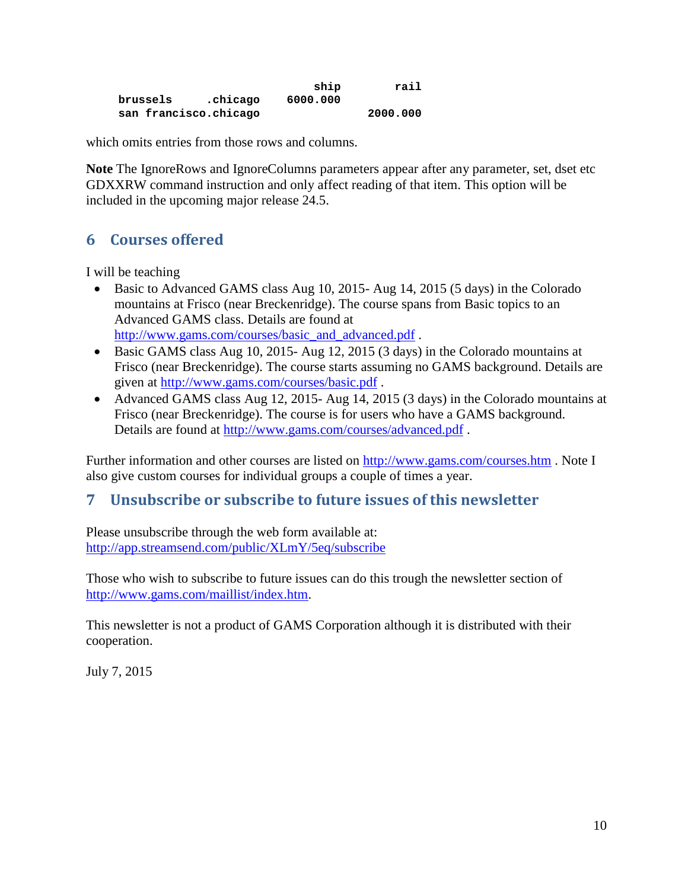```
                              ship        rail
brussels     .chicago    6000.000
san francisco.chicago                 2000.000
```

which omits entries from those rows and columns.

**Note** The IgnoreRows and IgnoreColumns parameters appear after any parameter, set, dset etc GDXXRW command instruction and only affect reading of that item. This option will be included in the upcoming major release 24.5.

## 6 Courses offered

I will be teaching

- Basic to Advanced GAMS class Aug 10, 2015- Aug 14, 2015 (5 days) in the Colorado mountains at Frisco (near Breckenridge). The course spans from Basic topics to an Advanced GAMS class. Details are found at http://www.gams.com/courses/basic_and_advanced.pdf .
- Basic GAMS class Aug 10, 2015- Aug 12, 2015 (3 days) in the Colorado mountains at Frisco (near Breckenridge). The course starts assuming no GAMS background. Details are given at http://www.gams.com/courses/basic.pdf .
- Advanced GAMS class Aug 12, 2015- Aug 14, 2015 (3 days) in the Colorado mountains at Frisco (near Breckenridge). The course is for users who have a GAMS background. Details are found at http://www.gams.com/courses/advanced.pdf .

Further information and other courses are listed on http://www.gams.com/courses.htm . Note I also give custom courses for individual groups a couple of times a year.

## 7 Unsubscribe or subscribe to future issues of this newsletter

Please unsubscribe through the web form available at:
http://app.streamsend.com/public/XLmY/5eq/subscribe

Those who wish to subscribe to future issues can do this trough the newsletter section of http://www.gams.com/maillist/index.htm.

This newsletter is not a product of GAMS Corporation although it is distributed with their cooperation.

July 7, 2015